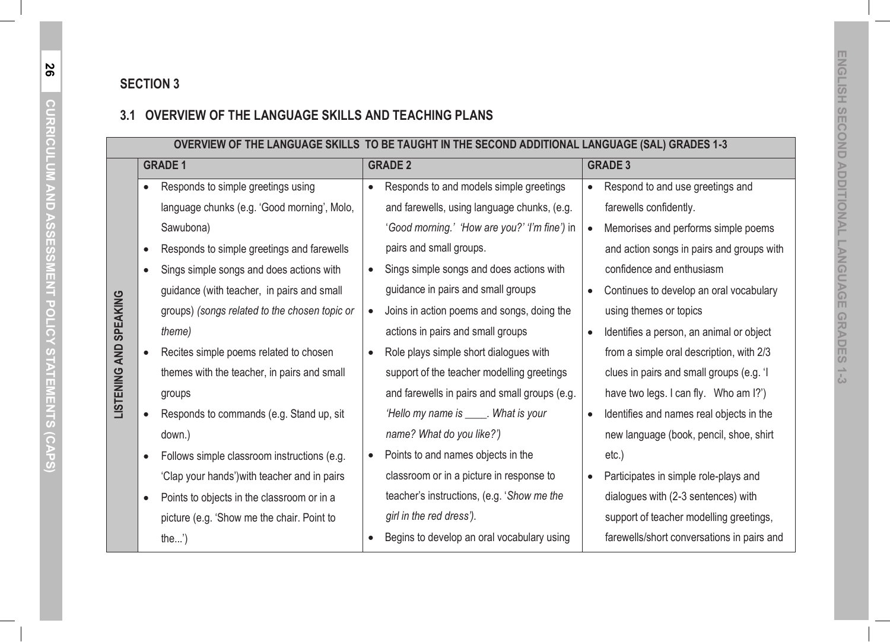## SECTION 3

### 3.1 OVERVIEW OF THE LANGUAGE SKILLS AND TEACHING PLANS

| OVERVIEW OF THE LANGUAGE SKILLS TO BE TAUGHT IN THE SECOND ADDITIONAL LANGUAGE (SAL) GRADES 1-3 | | | |
|---|---|---|---|
| | **GRADE 1** | **GRADE 2** | **GRADE 3** |
| **LISTENING AND SPEAKING** | • Responds to simple greetings using language chunks (e.g. 'Good morning', Molo, Sawubona)<br>• Responds to simple greetings and farewells<br>• Sings simple songs and does actions with guidance (with teacher, in pairs and small groups) *(songs related to the chosen topic or theme)*<br>• Recites simple poems related to chosen themes with the teacher, in pairs and small groups<br>• Responds to commands (e.g. Stand up, sit down.)<br>• Follows simple classroom instructions (e.g. 'Clap your hands')with teacher and in pairs<br>• Points to objects in the classroom or in a picture (e.g. 'Show me the chair. Point to the...') | • Responds to and models simple greetings and farewells, using language chunks, (e.g. '*Good morning.' 'How are you?' 'I'm fine')* in pairs and small groups.<br>• Sings simple songs and does actions with guidance in pairs and small groups<br>• Joins in action poems and songs, doing the actions in pairs and small groups<br>• Role plays simple short dialogues with support of the teacher modelling greetings and farewells in pairs and small groups (e.g. *'Hello my name is \_\_\_\_. What is your name? What do you like?')*<br>• Points to and names objects in the classroom or in a picture in response to teacher's instructions, (e.g. '*Show me the girl in the red dress').*<br>• Begins to develop an oral vocabulary using | • Respond to and use greetings and farewells confidently.<br>• Memorises and performs simple poems and action songs in pairs and groups with confidence and enthusiasm<br>• Continues to develop an oral vocabulary using themes or topics<br>• Identifies a person, an animal or object from a simple oral description, with 2/3 clues in pairs and small groups (e.g. 'I have two legs. I can fly. Who am I?')<br>• Identifies and names real objects in the new language (book, pencil, shoe, shirt etc.)<br>• Participates in simple role-plays and dialogues with (2-3 sentences) with support of teacher modelling greetings, farewells/short conversations in pairs and |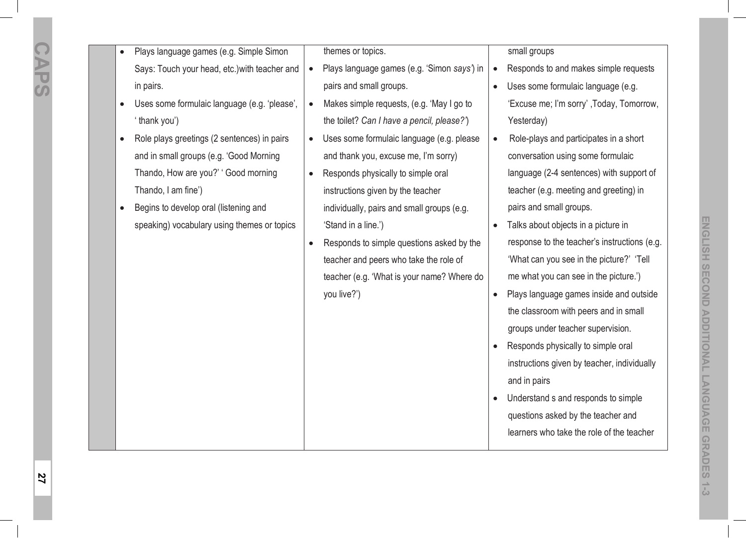|  | • Plays language games (e.g. Simple Simon Says: Touch your head, etc.)with teacher and in pairs.<br>• Uses some formulaic language (e.g. 'please', ' thank you')<br>• Role plays greetings (2 sentences) in pairs and in small groups (e.g. 'Good Morning Thando, How are you?' ' Good morning Thando, I am fine')<br>• Begins to develop oral (listening and speaking) vocabulary using themes or topics | themes or topics.<br>• Plays language games (e.g. 'Simon *says'*) in pairs and small groups.<br>• Makes simple requests, (e.g. 'May I go to the toilet? *Can I have a pencil, please?'*)<br>• Uses some formulaic language (e.g. please and thank you, excuse me, I'm sorry)<br>• Responds physically to simple oral instructions given by the teacher individually, pairs and small groups (e.g. 'Stand in a line.')<br>• Responds to simple questions asked by the teacher and peers who take the role of teacher (e.g. 'What is your name? Where do you live?') | small groups<br>• Responds to and makes simple requests<br>• Uses some formulaic language (e.g. 'Excuse me; I'm sorry' ,Today, Tomorrow, Yesterday)<br>• Role-plays and participates in a short conversation using some formulaic language (2-4 sentences) with support of teacher (e.g. meeting and greeting) in pairs and small groups.<br>• Talks about objects in a picture in response to the teacher's instructions (e.g. 'What can you see in the picture?' 'Tell me what you can see in the picture.')<br>• Plays language games inside and outside the classroom with peers and in small groups under teacher supervision.<br>• Responds physically to simple oral instructions given by teacher, individually and in pairs<br>• Understand s and responds to simple questions asked by the teacher and learners who take the role of the teacher |
|---|---|---|---|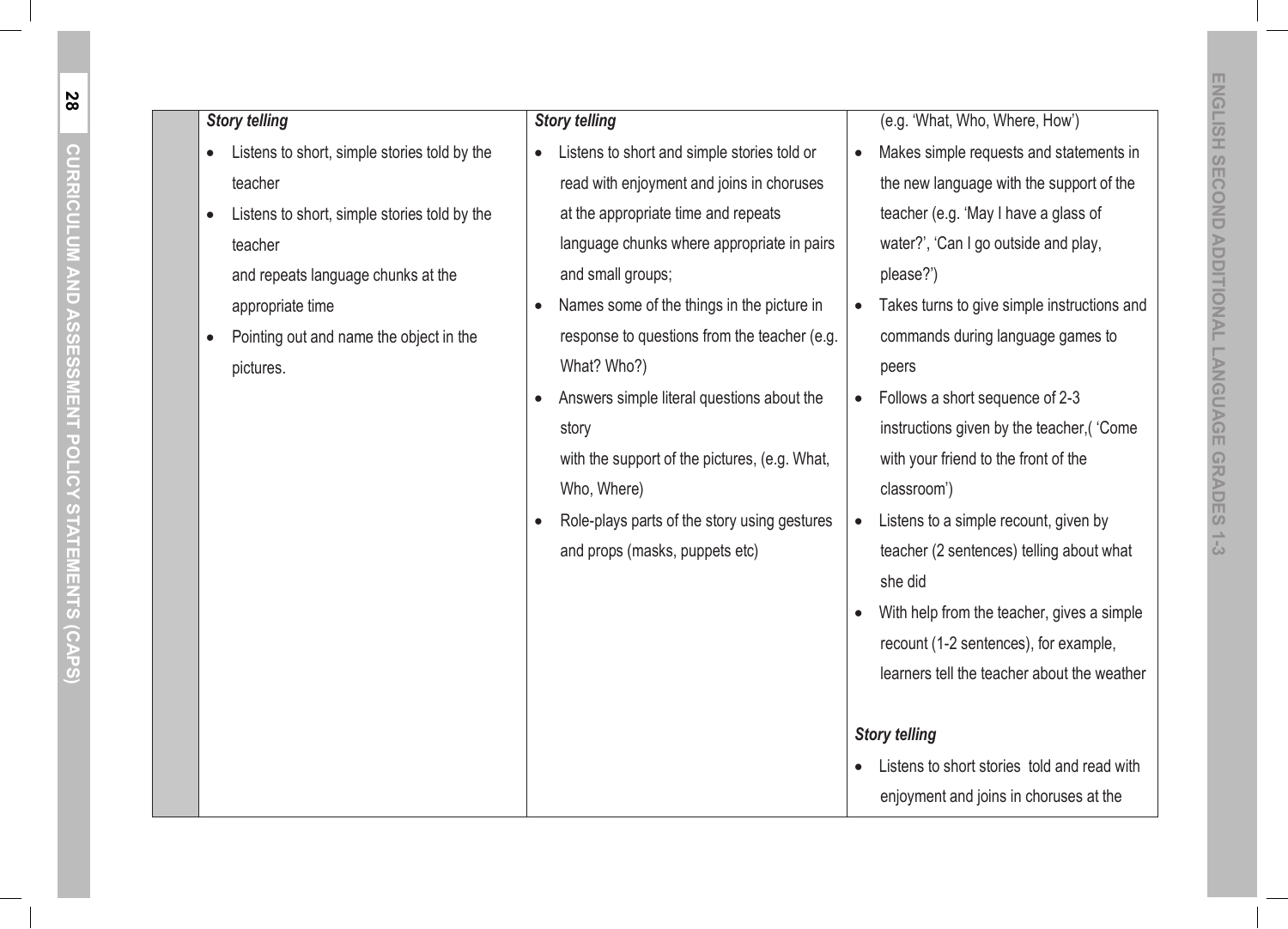| | | | |
|---|---|---|---|
| | ***Story telling*** <br>• Listens to short, simple stories told by the teacher <br>• Listens to short, simple stories told by the teacher and repeats language chunks at the appropriate time <br>• Pointing out and name the object in the pictures. | ***Story telling*** <br>• Listens to short and simple stories told or read with enjoyment and joins in choruses at the appropriate time and repeats language chunks where appropriate in pairs and small groups; <br>• Names some of the things in the picture in response to questions from the teacher (e.g. What? Who?) <br>• Answers simple literal questions about the story with the support of the pictures, (e.g. What, Who, Where) <br>• Role-plays parts of the story using gestures and props (masks, puppets etc) | (e.g. 'What, Who, Where, How') <br>• Makes simple requests and statements in the new language with the support of the teacher (e.g. 'May I have a glass of water?', 'Can I go outside and play, please?') <br>• Takes turns to give simple instructions and commands during language games to peers <br>• Follows a short sequence of 2-3 instructions given by the teacher,( 'Come with your friend to the front of the classroom') <br>• Listens to a simple recount, given by teacher (2 sentences) telling about what she did <br>• With help from the teacher, gives a simple recount (1-2 sentences), for example, learners tell the teacher about the weather <br><br>***Story telling*** <br>• Listens to short stories told and read with enjoyment and joins in choruses at the |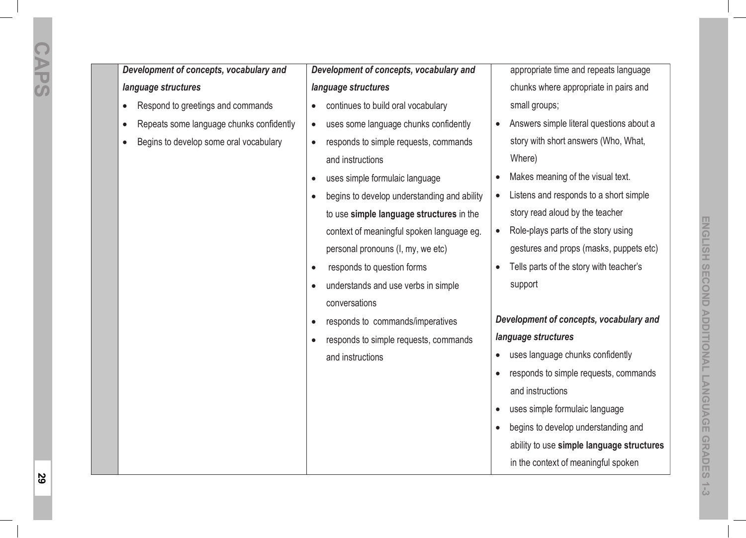| | | | |
|---|---|---|---|
| | ***Development of concepts, vocabulary and language structures***<br>• Respond to greetings and commands<br>• Repeats some language chunks confidently<br>• Begins to develop some oral vocabulary | ***Development of concepts, vocabulary and language structures***<br>• continues to build oral vocabulary<br>• uses some language chunks confidently<br>• responds to simple requests, commands and instructions<br>• uses simple formulaic language<br>• begins to develop understanding and ability to use **simple language structures** in the context of meaningful spoken language eg. personal pronouns (I, my, we etc)<br>• responds to question forms<br>• understands and use verbs in simple conversations<br>• responds to commands/imperatives<br>• responds to simple requests, commands and instructions | appropriate time and repeats language chunks where appropriate in pairs and small groups;<br>• Answers simple literal questions about a story with short answers (Who, What, Where)<br>• Makes meaning of the visual text.<br>• Listens and responds to a short simple story read aloud by the teacher<br>• Role-plays parts of the story using gestures and props (masks, puppets etc)<br>• Tells parts of the story with teacher's support<br><br>***Development of concepts, vocabulary and language structures***<br>• uses language chunks confidently<br>• responds to simple requests, commands and instructions<br>• uses simple formulaic language<br>• begins to develop understanding and ability to use **simple language structures** in the context of meaningful spoken |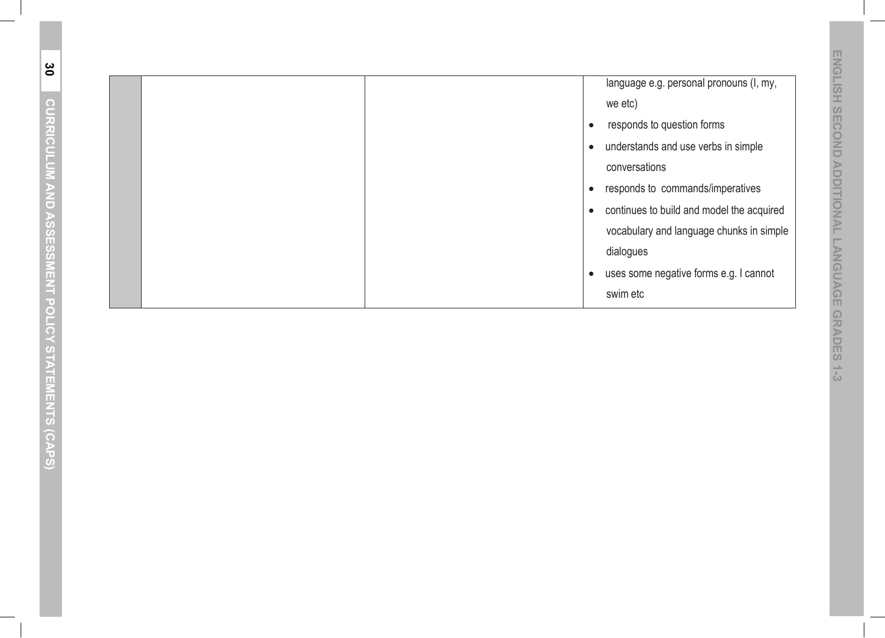|  |  |  | language e.g. personal pronouns (I, my, we etc)<br>• responds to question forms<br>• understands and use verbs in simple conversations<br>• responds to commands/imperatives<br>• continues to build and model the acquired vocabulary and language chunks in simple dialogues<br>• uses some negative forms e.g. I cannot swim etc |
|---|---|---|---|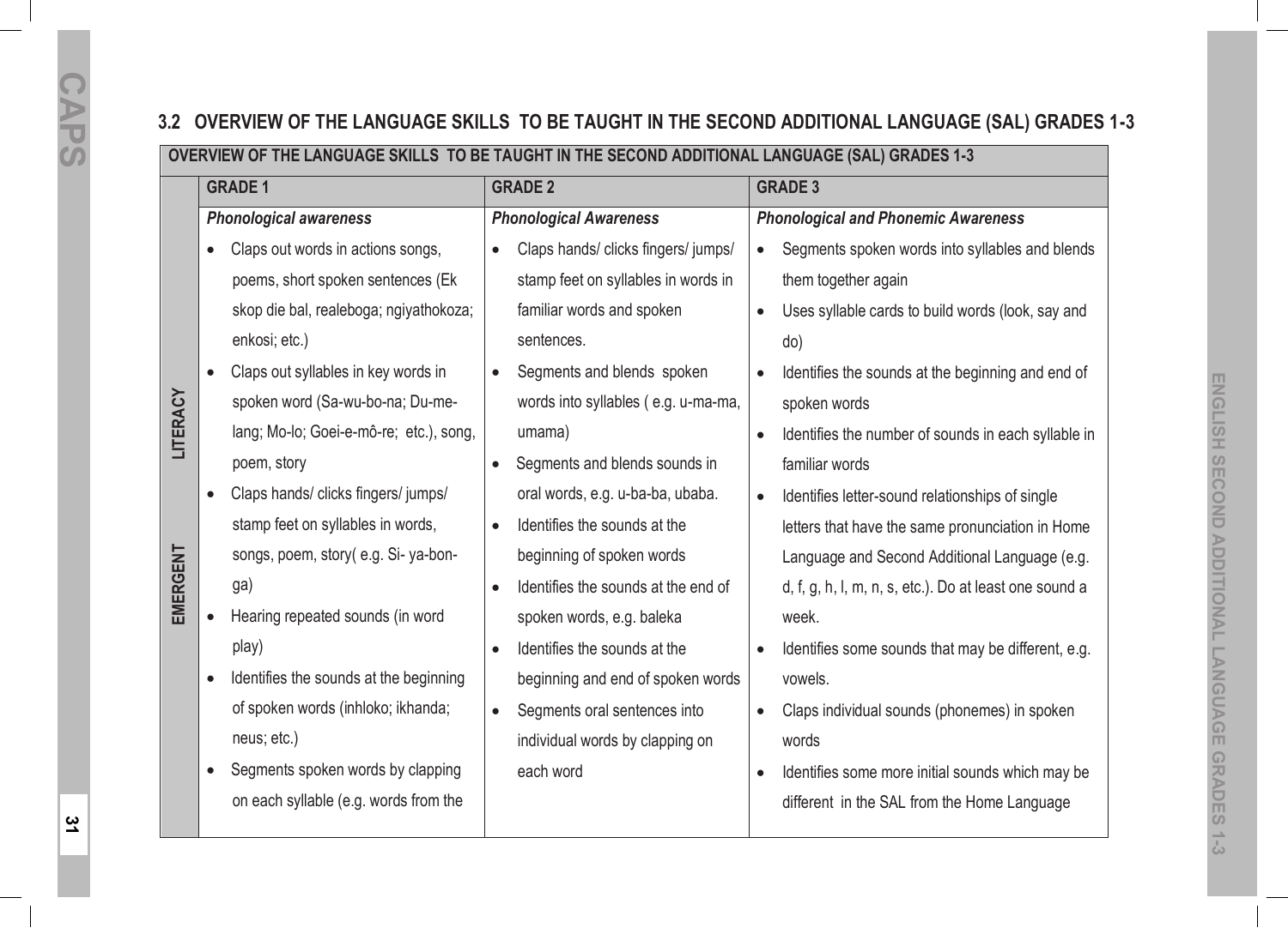## 3.2 OVERVIEW OF THE LANGUAGE SKILLS TO BE TAUGHT IN THE SECOND ADDITIONAL LANGUAGE (SAL) GRADES 1-3

| OVERVIEW OF THE LANGUAGE SKILLS TO BE TAUGHT IN THE SECOND ADDITIONAL LANGUAGE (SAL) GRADES 1-3 | | | |
|---|---|---|---|
| | **GRADE 1** | **GRADE 2** | **GRADE 3** |
| **EMERGENT LITERACY** | ***Phonological awareness***<br>• Claps out words in actions songs, poems, short spoken sentences (Ek skop die bal, realeboga; ngiyathokoza; enkosi; etc.)<br>• Claps out syllables in key words in spoken word (Sa-wu-bo-na; Du-me-lang; Mo-lo; Goei-e-mô-re; etc.), song, poem, story<br>• Claps hands/ clicks fingers/ jumps/ stamp feet on syllables in words, songs, poem, story( e.g. Si- ya-bon-ga)<br>• Hearing repeated sounds (in word play)<br>• Identifies the sounds at the beginning of spoken words (inhloko; ikhanda; neus; etc.)<br>• Segments spoken words by clapping on each syllable (e.g. words from the | ***Phonological Awareness***<br>• Claps hands/ clicks fingers/ jumps/ stamp feet on syllables in words in familiar words and spoken sentences.<br>• Segments and blends spoken words into syllables ( e.g. u-ma-ma, umama)<br>• Segments and blends sounds in oral words, e.g. u-ba-ba, ubaba.<br>• Identifies the sounds at the beginning of spoken words<br>• Identifies the sounds at the end of spoken words, e.g. baleka<br>• Identifies the sounds at the beginning and end of spoken words<br>• Segments oral sentences into individual words by clapping on each word | ***Phonological and Phonemic Awareness***<br>• Segments spoken words into syllables and blends them together again<br>• Uses syllable cards to build words (look, say and do)<br>• Identifies the sounds at the beginning and end of spoken words<br>• Identifies the number of sounds in each syllable in familiar words<br>• Identifies letter-sound relationships of single letters that have the same pronunciation in Home Language and Second Additional Language (e.g. d, f, g, h, l, m, n, s, etc.). Do at least one sound a week.<br>• Identifies some sounds that may be different, e.g. vowels.<br>• Claps individual sounds (phonemes) in spoken words<br>• Identifies some more initial sounds which may be different in the SAL from the Home Language |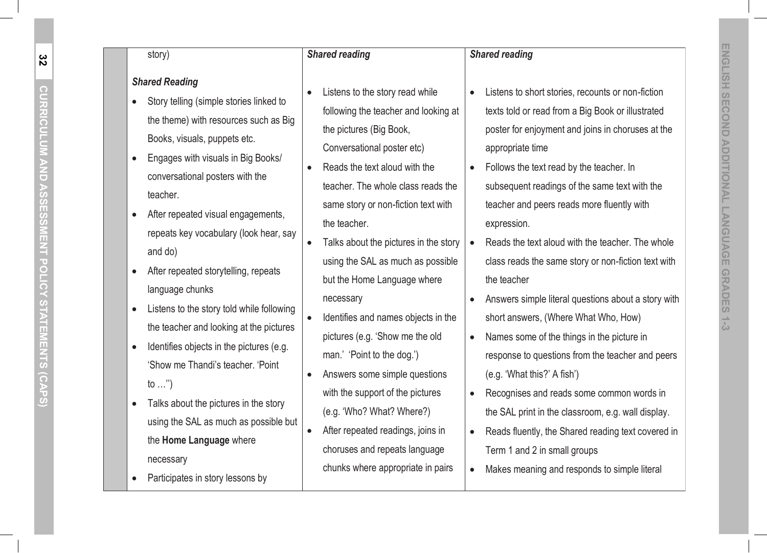| | | | |
|---|---|---|---|
| | story)<br><br>***Shared Reading***<br><br>• Story telling (simple stories linked to the theme) with resources such as Big Books, visuals, puppets etc.<br>• Engages with visuals in Big Books/ conversational posters with the teacher.<br>• After repeated visual engagements, repeats key vocabulary (look hear, say and do)<br>• After repeated storytelling, repeats language chunks<br>• Listens to the story told while following the teacher and looking at the pictures<br>• Identifies objects in the pictures (e.g. 'Show me Thandi's teacher. 'Point to …'')<br>• Talks about the pictures in the story using the SAL as much as possible but the **Home Language** where necessary<br>• Participates in story lessons by | ***Shared reading***<br><br>• Listens to the story read while following the teacher and looking at the pictures (Big Book, Conversational poster etc)<br>• Reads the text aloud with the teacher. The whole class reads the same story or non-fiction text with the teacher.<br>• Talks about the pictures in the story using the SAL as much as possible but the Home Language where necessary<br>• Identifies and names objects in the pictures (e.g. 'Show me the old man.' 'Point to the dog.')<br>• Answers some simple questions with the support of the pictures (e.g. 'Who? What? Where?)<br>• After repeated readings, joins in choruses and repeats language chunks where appropriate in pairs | ***Shared reading***<br><br>• Listens to short stories, recounts or non-fiction texts told or read from a Big Book or illustrated poster for enjoyment and joins in choruses at the appropriate time<br>• Follows the text read by the teacher. In subsequent readings of the same text with the teacher and peers reads more fluently with expression.<br>• Reads the text aloud with the teacher. The whole class reads the same story or non-fiction text with the teacher<br>• Answers simple literal questions about a story with short answers, (Where What Who, How)<br>• Names some of the things in the picture in response to questions from the teacher and peers (e.g. 'What this?' A fish')<br>• Recognises and reads some common words in the SAL print in the classroom, e.g. wall display.<br>• Reads fluently, the Shared reading text covered in Term 1 and 2 in small groups<br>• Makes meaning and responds to simple literal |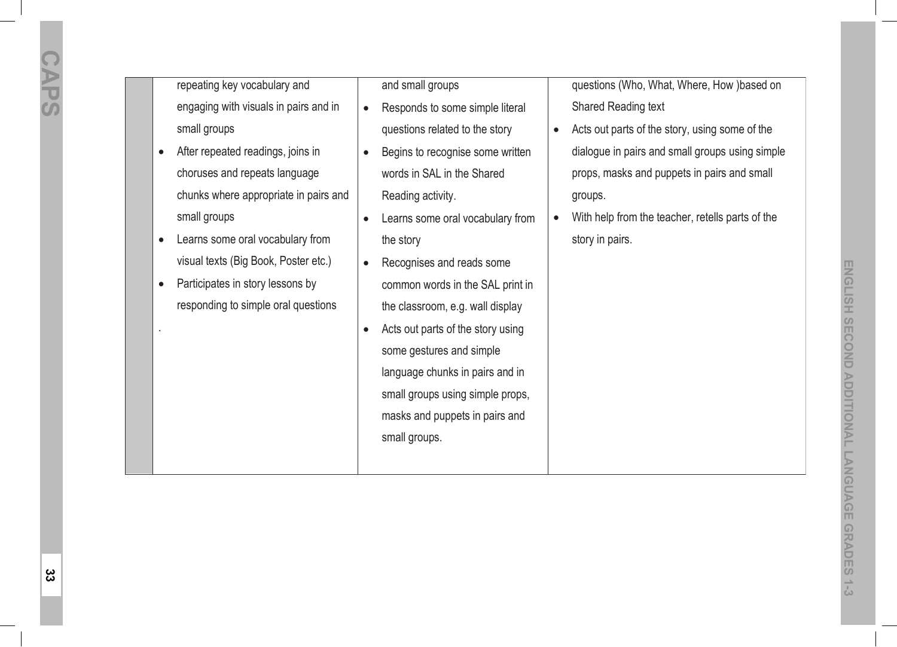| | | | |
|---|---|---|---|
| | repeating key vocabulary and engaging with visuals in pairs and in small groups<br>• After repeated readings, joins in choruses and repeats language chunks where appropriate in pairs and small groups<br>• Learns some oral vocabulary from visual texts (Big Book, Poster etc.)<br>• Participates in story lessons by responding to simple oral questions<br>. | and small groups<br>• Responds to some simple literal questions related to the story<br>• Begins to recognise some written words in SAL in the Shared Reading activity.<br>• Learns some oral vocabulary from the story<br>• Recognises and reads some common words in the SAL print in the classroom, e.g. wall display<br>• Acts out parts of the story using some gestures and simple language chunks in pairs and in small groups using simple props, masks and puppets in pairs and small groups. | questions (Who, What, Where, How )based on Shared Reading text<br>• Acts out parts of the story, using some of the dialogue in pairs and small groups using simple props, masks and puppets in pairs and small groups.<br>• With help from the teacher, retells parts of the story in pairs. |